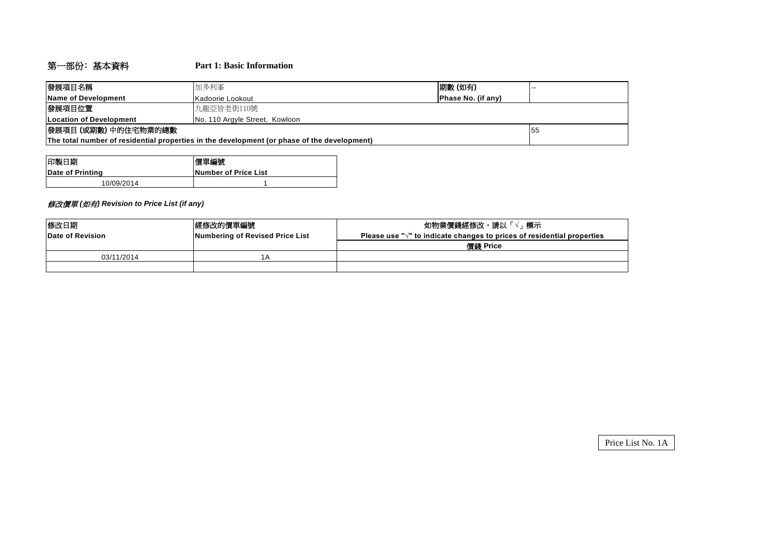## 第一部份：基本資料　　Part 1: Basic Information

| 發展項目名稱<br>**Name of Development** | 加多利峯<br>Kadoorie Lookout | 期數 (如有)<br>**Phase No. (if any)** | -- |
|---|---|---|---|
| 發展項目位置<br>**Location of Development** | 九龍亞皆老街110號<br>No. 110 Argyle Street, Kowloon | | |
| 發展項目 (或期數) 中的住宅物業的總數<br>**The total number of residential properties in the development (or phase of the development)** | | | 55 |

| 印製日期<br>**Date of Printing** | 價單編號<br>**Number of Price List** |
|---|---|
| 10/09/2014 | 1 |

***修改價單 (如有) Revision to Price List (if any)***

| 修改日期<br>**Date of Revision** | 經修改的價單編號<br>**Numbering of Revised Price List** | 如物業價錢經修改，請以「√」標示<br>**Please use "√" to indicate changes to prices of residential properties** |
|---|---|---|
| | | 價錢 Price |
| 03/11/2014 | 1A | |
| | | |

Price List No. 1A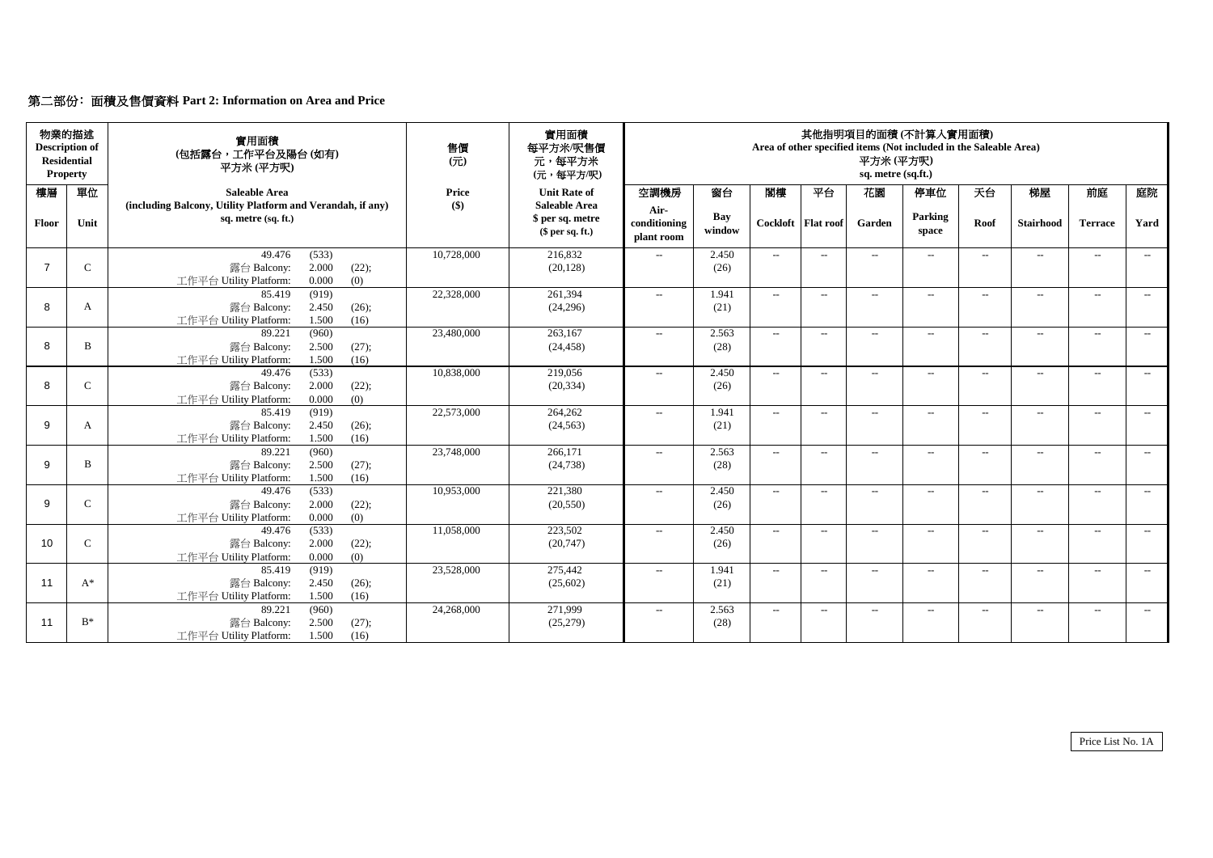## 第二部份﹕面積及售價資料 Part 2: Information on Area and Price

| 物業的描述 Description of Residential Property | | 實用面積 (包括露台，工作平台及陽台 (如有)) 平方米 (平方呎) | 售價 (元) | 實用面積 每平方米/呎售價 元，每平方米 (元，每平方/呎) | 其他指明項目的面積 (不計算入實用面積) Area of other specified items (Not included in the Saleable Area) 平方米 (平方呎) sq. metre (sq.ft.) | | | | | | | | | |
|---|---|---|---|---|---|---|---|---|---|---|---|---|---|---|
| 樓層 Floor | 單位 Unit | Saleable Area (including Balcony, Utility Platform and Verandah, if any) sq. metre (sq. ft.) | Price ($) | Unit Rate of Saleable Area $ per sq. metre ($ per sq. ft.) | 空調機房 Air-conditioning plant room | 窗台 Bay window | 閣樓 Cockloft | 平台 Flat roof | 花園 Garden | 停車位 Parking space | 天台 Roof | 梯屋 Stairhood | 前庭 Terrace | 庭院 Yard |
| 7 | C | 49.476 (533) 露台 Balcony: 2.000 (22); 工作平台 Utility Platform: 0.000 (0) | 10,728,000 | 216,832 (20,128) | -- | 2.450 (26) | -- | -- | -- | -- | -- | -- | -- | -- |
| 8 | A | 85.419 (919) 露台 Balcony: 2.450 (26); 工作平台 Utility Platform: 1.500 (16) | 22,328,000 | 261,394 (24,296) | -- | 1.941 (21) | -- | -- | -- | -- | -- | -- | -- | -- |
| 8 | B | 89.221 (960) 露台 Balcony: 2.500 (27); 工作平台 Utility Platform: 1.500 (16) | 23,480,000 | 263,167 (24,458) | -- | 2.563 (28) | -- | -- | -- | -- | -- | -- | -- | -- |
| 8 | C | 49.476 (533) 露台 Balcony: 2.000 (22); 工作平台 Utility Platform: 0.000 (0) | 10,838,000 | 219,056 (20,334) | -- | 2.450 (26) | -- | -- | -- | -- | -- | -- | -- | -- |
| 9 | A | 85.419 (919) 露台 Balcony: 2.450 (26); 工作平台 Utility Platform: 1.500 (16) | 22,573,000 | 264,262 (24,563) | -- | 1.941 (21) | -- | -- | -- | -- | -- | -- | -- | -- |
| 9 | B | 89.221 (960) 露台 Balcony: 2.500 (27); 工作平台 Utility Platform: 1.500 (16) | 23,748,000 | 266,171 (24,738) | -- | 2.563 (28) | -- | -- | -- | -- | -- | -- | -- | -- |
| 9 | C | 49.476 (533) 露台 Balcony: 2.000 (22); 工作平台 Utility Platform: 0.000 (0) | 10,953,000 | 221,380 (20,550) | -- | 2.450 (26) | -- | -- | -- | -- | -- | -- | -- | -- |
| 10 | C | 49.476 (533) 露台 Balcony: 2.000 (22); 工作平台 Utility Platform: 0.000 (0) | 11,058,000 | 223,502 (20,747) | -- | 2.450 (26) | -- | -- | -- | -- | -- | -- | -- | -- |
| 11 | A* | 85.419 (919) 露台 Balcony: 2.450 (26); 工作平台 Utility Platform: 1.500 (16) | 23,528,000 | 275,442 (25,602) | -- | 1.941 (21) | -- | -- | -- | -- | -- | -- | -- | -- |
| 11 | B* | 89.221 (960) 露台 Balcony: 2.500 (27); 工作平台 Utility Platform: 1.500 (16) | 24,268,000 | 271,999 (25,279) | -- | 2.563 (28) | -- | -- | -- | -- | -- | -- | -- | -- |

Price List No. 1A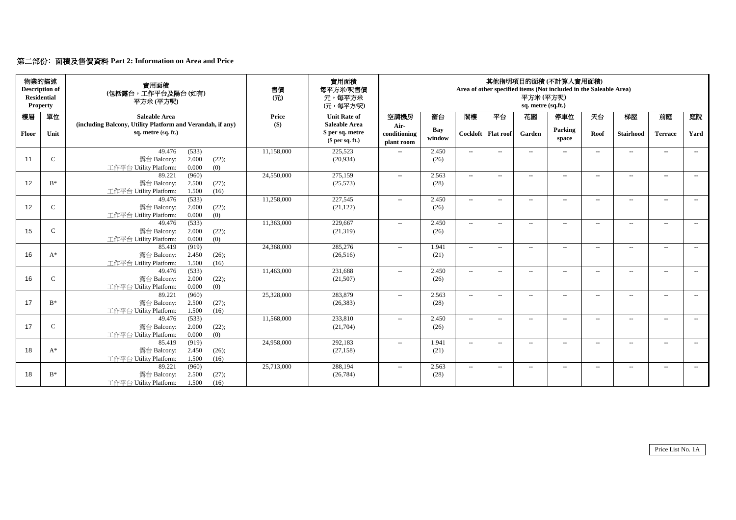## 第二部份: 面積及售價資料 Part 2: Information on Area and Price

| 物業的描述 Description of Residential Property | | 實用面積 (包括露台，工作平台及陽台 (如有)) 平方米 (平方呎) | 售價 (元) | 實用面積 每平方米/呎售價 元，每平方米 (元，每平方/呎) | 其他指明項目的面積 (不計算入實用面積) Area of other specified items (Not included in the Saleable Area) 平方米 (平方呎) sq. metre (sq.ft.) | | | | | | | | | |
|---|---|---|---|---|---|---|---|---|---|---|---|---|---|---|
| 樓層 Floor | 單位 Unit | Saleable Area (including Balcony, Utility Platform and Verandah, if any) sq. metre (sq. ft.) | Price ($) | Unit Rate of Saleable Area $ per sq. metre ($ per sq. ft.) | 空調機房 Air-conditioning plant room | 窗台 Bay window | 閣樓 Cockloft | 平台 Flat roof | 花園 Garden | 停車位 Parking space | 天台 Roof | 梯屋 Stairhood | 前庭 Terrace | 庭院 Yard |
| 11 | C | 49.476 (533) 露台 Balcony: 2.000 (22); 工作平台 Utility Platform: 0.000 (0) | 11,158,000 | 225,523 (20,934) | -- | 2.450 (26) | -- | -- | -- | -- | -- | -- | -- | -- |
| 12 | B* | 89.221 (960) 露台 Balcony: 2.500 (27); 工作平台 Utility Platform: 1.500 (16) | 24,550,000 | 275,159 (25,573) | -- | 2.563 (28) | -- | -- | -- | -- | -- | -- | -- | -- |
| 12 | C | 49.476 (533) 露台 Balcony: 2.000 (22); 工作平台 Utility Platform: 0.000 (0) | 11,258,000 | 227,545 (21,122) | -- | 2.450 (26) | -- | -- | -- | -- | -- | -- | -- | -- |
| 15 | C | 49.476 (533) 露台 Balcony: 2.000 (22); 工作平台 Utility Platform: 0.000 (0) | 11,363,000 | 229,667 (21,319) | -- | 2.450 (26) | -- | -- | -- | -- | -- | -- | -- | -- |
| 16 | A* | 85.419 (919) 露台 Balcony: 2.450 (26); 工作平台 Utility Platform: 1.500 (16) | 24,368,000 | 285,276 (26,516) | -- | 1.941 (21) | -- | -- | -- | -- | -- | -- | -- | -- |
| 16 | C | 49.476 (533) 露台 Balcony: 2.000 (22); 工作平台 Utility Platform: 0.000 (0) | 11,463,000 | 231,688 (21,507) | -- | 2.450 (26) | -- | -- | -- | -- | -- | -- | -- | -- |
| 17 | B* | 89.221 (960) 露台 Balcony: 2.500 (27); 工作平台 Utility Platform: 1.500 (16) | 25,328,000 | 283,879 (26,383) | -- | 2.563 (28) | -- | -- | -- | -- | -- | -- | -- | -- |
| 17 | C | 49.476 (533) 露台 Balcony: 2.000 (22); 工作平台 Utility Platform: 0.000 (0) | 11,568,000 | 233,810 (21,704) | -- | 2.450 (26) | -- | -- | -- | -- | -- | -- | -- | -- |
| 18 | A* | 85.419 (919) 露台 Balcony: 2.450 (26); 工作平台 Utility Platform: 1.500 (16) | 24,958,000 | 292,183 (27,158) | -- | 1.941 (21) | -- | -- | -- | -- | -- | -- | -- | -- |
| 18 | B* | 89.221 (960) 露台 Balcony: 2.500 (27); 工作平台 Utility Platform: 1.500 (16) | 25,713,000 | 288,194 (26,784) | -- | 2.563 (28) | -- | -- | -- | -- | -- | -- | -- | -- |

Price List No. 1A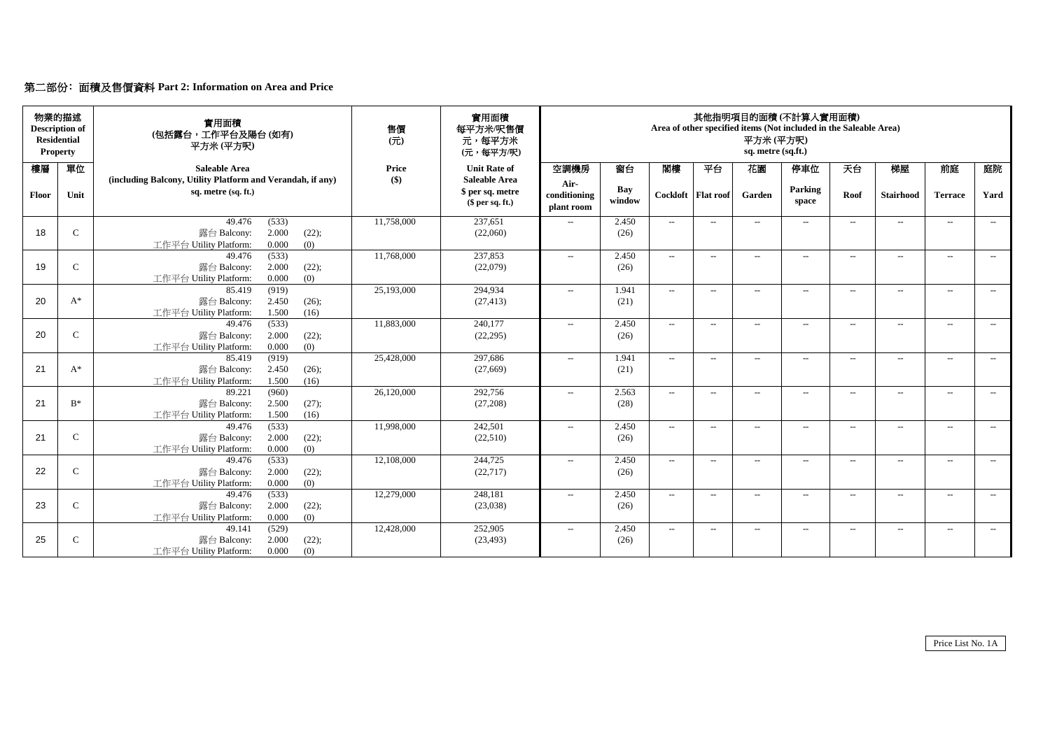## 第二部份：面積及售價資料 Part 2: Information on Area and Price

| 物業的描述 Description of Residential Property | | 實用面積 (包括露台，工作平台及陽台 (如有) 平方米 (平方呎) | 售價 (元) | 實用面積 每平方米/呎售價 元，每平方米 (元，每平方呎) | 其他指明項目的面積 (不計算入實用面積) Area of other specified items (Not included in the Saleable Area) 平方米 (平方呎) sq. metre (sq.ft.) | | | | | | | | | |
|---|---|---|---|---|---|---|---|---|---|---|---|---|---|---|
| 樓層 Floor | 單位 Unit | Saleable Area (including Balcony, Utility Platform and Verandah, if any) sq. metre (sq. ft.) | Price ($) | Unit Rate of Saleable Area $ per sq. metre ($ per sq. ft.) | 空調機房 Air-conditioning plant room | 窗台 Bay window | 閣樓 Cockloft | 平台 Flat roof | 花園 Garden | 停車位 Parking space | 天台 Roof | 梯屋 Stairhood | 前庭 Terrace | 庭院 Yard |
| 18 | C | 49.476 (533) 露台 Balcony: 2.000 (22); 工作平台 Utility Platform: 0.000 (0) | 11,758,000 | 237,651 (22,060) | -- | 2.450 (26) | -- | -- | -- | -- | -- | -- | -- | -- |
| 19 | C | 49.476 (533) 露台 Balcony: 2.000 (22); 工作平台 Utility Platform: 0.000 (0) | 11,768,000 | 237,853 (22,079) | -- | 2.450 (26) | -- | -- | -- | -- | -- | -- | -- | -- |
| 20 | A* | 85.419 (919) 露台 Balcony: 2.450 (26); 工作平台 Utility Platform: 1.500 (16) | 25,193,000 | 294,934 (27,413) | -- | 1.941 (21) | -- | -- | -- | -- | -- | -- | -- | -- |
| 20 | C | 49.476 (533) 露台 Balcony: 2.000 (22); 工作平台 Utility Platform: 0.000 (0) | 11,883,000 | 240,177 (22,295) | -- | 2.450 (26) | -- | -- | -- | -- | -- | -- | -- | -- |
| 21 | A* | 85.419 (919) 露台 Balcony: 2.450 (26); 工作平台 Utility Platform: 1.500 (16) | 25,428,000 | 297,686 (27,669) | -- | 1.941 (21) | -- | -- | -- | -- | -- | -- | -- | -- |
| 21 | B* | 89.221 (960) 露台 Balcony: 2.500 (27); 工作平台 Utility Platform: 1.500 (16) | 26,120,000 | 292,756 (27,208) | -- | 2.563 (28) | -- | -- | -- | -- | -- | -- | -- | -- |
| 21 | C | 49.476 (533) 露台 Balcony: 2.000 (22); 工作平台 Utility Platform: 0.000 (0) | 11,998,000 | 242,501 (22,510) | -- | 2.450 (26) | -- | -- | -- | -- | -- | -- | -- | -- |
| 22 | C | 49.476 (533) 露台 Balcony: 2.000 (22); 工作平台 Utility Platform: 0.000 (0) | 12,108,000 | 244,725 (22,717) | -- | 2.450 (26) | -- | -- | -- | -- | -- | -- | -- | -- |
| 23 | C | 49.476 (533) 露台 Balcony: 2.000 (22); 工作平台 Utility Platform: 0.000 (0) | 12,279,000 | 248,181 (23,038) | -- | 2.450 (26) | -- | -- | -- | -- | -- | -- | -- | -- |
| 25 | C | 49.141 (529) 露台 Balcony: 2.000 (22); 工作平台 Utility Platform: 0.000 (0) | 12,428,000 | 252,905 (23,493) | -- | 2.450 (26) | -- | -- | -- | -- | -- | -- | -- | -- |

Price List No. 1A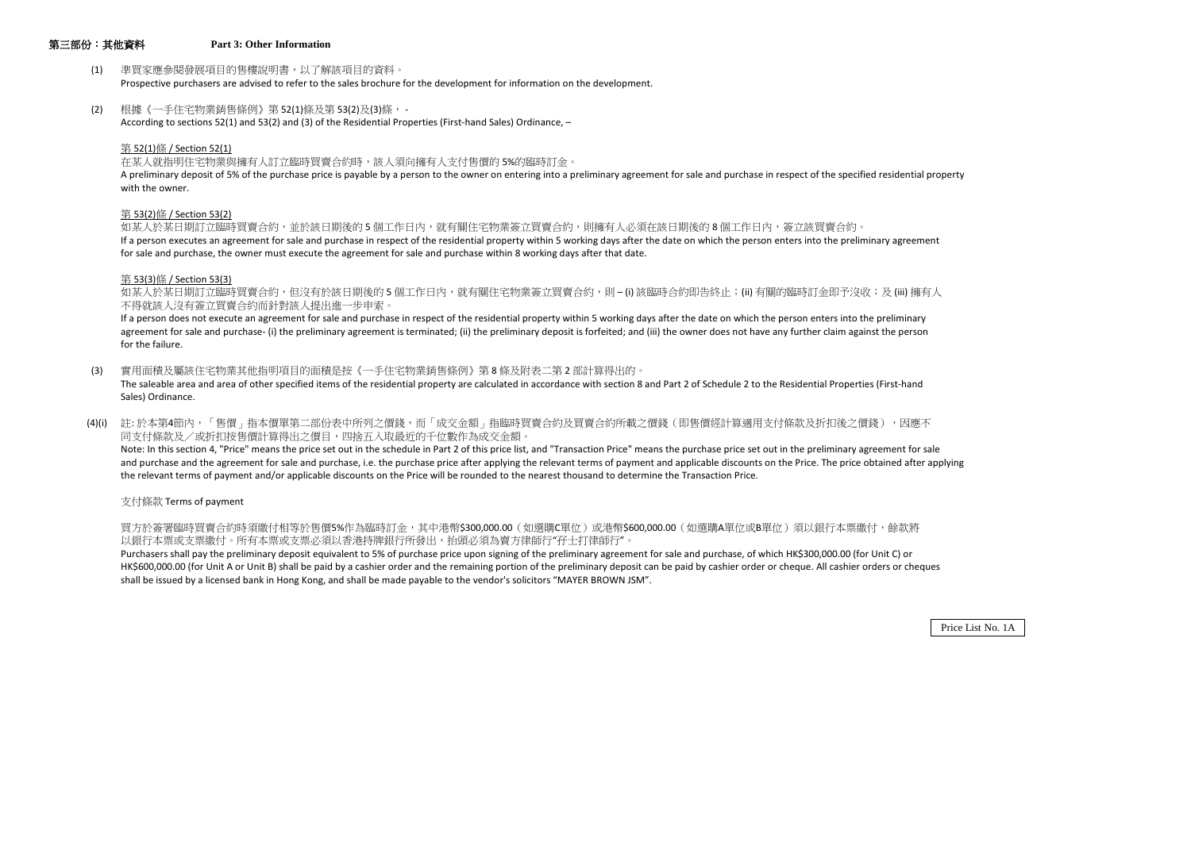## 第三部份：其他資料 Part 3: Other Information

(1) 準買家應參閱發展項目的售樓說明書，以了解該項目的資料。
Prospective purchasers are advised to refer to the sales brochure for the development for information on the development.

(2) 根據《一手住宅物業銷售條例》第 52(1)條及第 53(2)及(3)條， -
According to sections 52(1) and 53(2) and (3) of the Residential Properties (First-hand Sales) Ordinance, –

第 52(1)條 / Section 52(1)

在某人就指明住宅物業與擁有人訂立臨時買賣合約時，該人須向擁有人支付售價的 5%的臨時訂金。
A preliminary deposit of 5% of the purchase price is payable by a person to the owner on entering into a preliminary agreement for sale and purchase in respect of the specified residential property with the owner.

第 53(2)條 / Section 53(2)

如某人於某日期訂立臨時買賣合約，並於該日期後的 5 個工作日內，就有關住宅物業簽立買賣合約，則擁有人必須在該日期後的 8 個工作日內，簽立該買賣合約。
If a person executes an agreement for sale and purchase in respect of the residential property within 5 working days after the date on which the person enters into the preliminary agreement for sale and purchase, the owner must execute the agreement for sale and purchase within 8 working days after that date.

第 53(3)條 / Section 53(3)

如某人於某日期訂立臨時買賣合約，但沒有於該日期後的 5 個工作日內，就有關住宅物業簽立買賣合約，則 – (i) 該臨時合約即告終止；(ii) 有關的臨時訂金即予沒收；及 (iii) 擁有人不得就該人沒有簽立買賣合約而針對該人提出進一步申索。
If a person does not execute an agreement for sale and purchase in respect of the residential property within 5 working days after the date on which the person enters into the preliminary agreement for sale and purchase- (i) the preliminary agreement is terminated; (ii) the preliminary deposit is forfeited; and (iii) the owner does not have any further claim against the person for the failure.

(3) 實用面積及屬該住宅物業其他指明項目的面積是按《一手住宅物業銷售條例》第 8 條及附表二第 2 部計算得出的。
The saleable area and area of other specified items of the residential property are calculated in accordance with section 8 and Part 2 of Schedule 2 to the Residential Properties (First-hand Sales) Ordinance.

(4)(i) 註: 於本第4節內，「售價」指本價單第二部份表中所列之價錢，而「成交金額」指臨時買賣合約及買賣合約所載之價錢（即售價經計算適用支付條款及折扣後之價錢），因應不同支付條款及／或折扣按售價計算得出之價目，四捨五入取最近的千位數作為成交金額。
Note: In this section 4, "Price" means the price set out in the schedule in Part 2 of this price list, and "Transaction Price" means the purchase price set out in the preliminary agreement for sale and purchase and the agreement for sale and purchase, i.e. the purchase price after applying the relevant terms of payment and applicable discounts on the Price. The price obtained after applying the relevant terms of payment and/or applicable discounts on the Price will be rounded to the nearest thousand to determine the Transaction Price.

支付條款 Terms of payment

買方於簽署臨時買賣合約時須繳付相等於售價5%作為臨時訂金，其中港幣$300,000.00（如選購C單位）或港幣$600,000.00（如選購A單位或B單位）須以銀行本票繳付，餘款將以銀行本票或支票繳付。所有本票或支票必須以香港持牌銀行所發出，抬頭必須為賣方律師行"孖士打律師行"。
Purchasers shall pay the preliminary deposit equivalent to 5% of purchase price upon signing of the preliminary agreement for sale and purchase, of which HK$300,000.00 (for Unit C) or HK$600,000.00 (for Unit A or Unit B) shall be paid by a cashier order and the remaining portion of the preliminary deposit can be paid by cashier order or cheque. All cashier orders or cheques shall be issued by a licensed bank in Hong Kong, and shall be made payable to the vendor's solicitors "MAYER BROWN JSM".

Price List No. 1A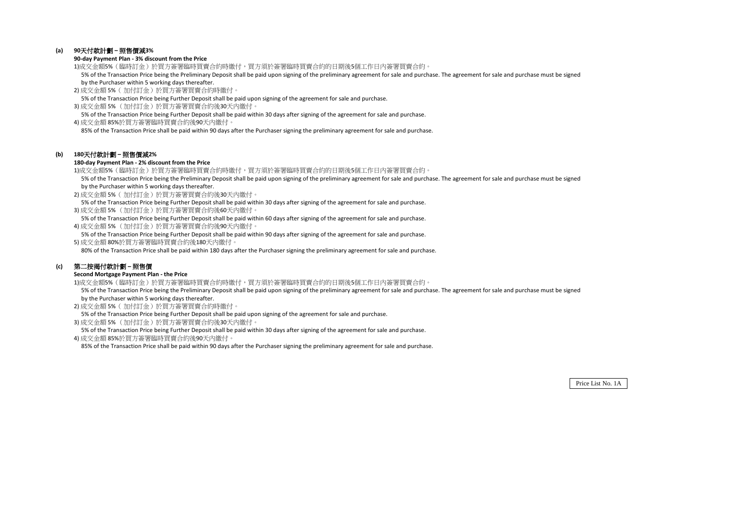**(a) 90天付款計劃 – 照售價減3%**

**90-day Payment Plan - 3% discount from the Price**

1)成交金額5%（臨時訂金）於買方簽署臨時買賣合約時繳付，買方須於簽署臨時買賣合約的日期後5個工作日內簽署買賣合約。

5% of the Transaction Price being the Preliminary Deposit shall be paid upon signing of the preliminary agreement for sale and purchase. The agreement for sale and purchase must be signed by the Purchaser within 5 working days thereafter.

2) 成交金額 5%（ 加付訂金）於買方簽署買賣合約時繳付。

5% of the Transaction Price being Further Deposit shall be paid upon signing of the agreement for sale and purchase.

3) 成交金額 5% （加付訂金）於買方簽署買賣合約後30天內繳付。

5% of the Transaction Price being Further Deposit shall be paid within 30 days after signing of the agreement for sale and purchase.

4) 成交金額 85%於買方簽署臨時買賣合約後90天內繳付。

85% of the Transaction Price shall be paid within 90 days after the Purchaser signing the preliminary agreement for sale and purchase.

**(b) 180天付款計劃 – 照售價減2%**

**180-day Payment Plan - 2% discount from the Price**

1)成交金額5%（臨時訂金）於買方簽署臨時買賣合約時繳付，買方須於簽署臨時買賣合約的日期後5個工作日內簽署買賣合約。

5% of the Transaction Price being the Preliminary Deposit shall be paid upon signing of the preliminary agreement for sale and purchase. The agreement for sale and purchase must be signed by the Purchaser within 5 working days thereafter.

2) 成交金額 5%（ 加付訂金）於買方簽署買賣合約後30天內繳付。

5% of the Transaction Price being Further Deposit shall be paid within 30 days after signing of the agreement for sale and purchase.

3) 成交金額 5% （加付訂金）於買方簽署買賣合約後60天內繳付。

5% of the Transaction Price being Further Deposit shall be paid within 60 days after signing of the agreement for sale and purchase.

4) 成交金額 5% （加付訂金）於買方簽署買賣合約後90天內繳付。

5% of the Transaction Price being Further Deposit shall be paid within 90 days after signing of the agreement for sale and purchase.

5) 成交金額 80%於買方簽署臨時買賣合約後180天內繳付。

80% of the Transaction Price shall be paid within 180 days after the Purchaser signing the preliminary agreement for sale and purchase.

**(c) 第二按揭付款計劃 – 照售價**

**Second Mortgage Payment Plan - the Price**

1)成交金額5%（臨時訂金）於買方簽署臨時買賣合約時繳付，買方須於簽署臨時買賣合約的日期後5個工作日內簽署買賣合約。

5% of the Transaction Price being the Preliminary Deposit shall be paid upon signing of the preliminary agreement for sale and purchase. The agreement for sale and purchase must be signed by the Purchaser within 5 working days thereafter.

2) 成交金額 5%（ 加付訂金）於買方簽署買賣合約時繳付。

5% of the Transaction Price being Further Deposit shall be paid upon signing of the agreement for sale and purchase.

3) 成交金額 5% （加付訂金）於買方簽署買賣合約後30天內繳付。

5% of the Transaction Price being Further Deposit shall be paid within 30 days after signing of the agreement for sale and purchase.

4) 成交金額 85%於買方簽署臨時買賣合約後90天內繳付。

85% of the Transaction Price shall be paid within 90 days after the Purchaser signing the preliminary agreement for sale and purchase.

Price List No. 1A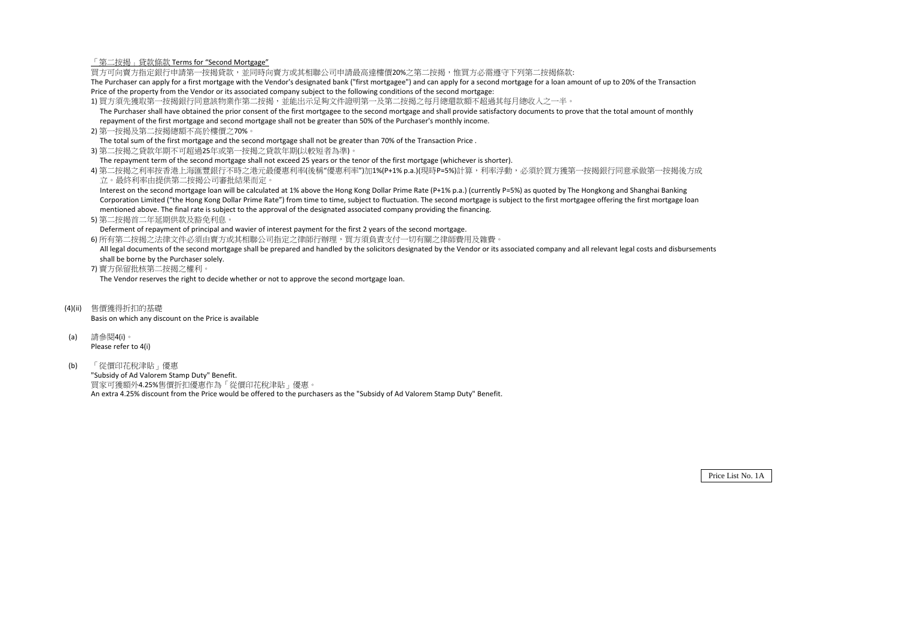「第二按揭」貸款條款 Terms for "Second Mortgage"

買方可向賣方指定銀行申請第一按揭貸款，並同時向賣方或其相聯公司申請最高達樓價20%之第二按揭，惟買方必需遵守下列第二按揭條款:

The Purchaser can apply for a first mortgage with the Vendor's designated bank ("first mortgagee") and can apply for a second mortgage for a loan amount of up to 20% of the Transaction Price of the property from the Vendor or its associated company subject to the following conditions of the second mortgage:

1) 買方須先獲取第一按揭銀行同意該物業作第二按揭，並能出示足夠文件證明第一及第二按揭之每月總還款額不超過其每月總收入之一半。
   The Purchaser shall have obtained the prior consent of the first mortgagee to the second mortgage and shall provide satisfactory documents to prove that the total amount of monthly repayment of the first mortgage and second mortgage shall not be greater than 50% of the Purchaser's monthly income.

2) 第一按揭及第二按揭總額不高於樓價之70%。
   The total sum of the first mortgage and the second mortgage shall not be greater than 70% of the Transaction Price .

3) 第二按揭之貸款年期不可超過25年或第一按揭之貸款年期(以較短者為準)。
   The repayment term of the second mortgage shall not exceed 25 years or the tenor of the first mortgage (whichever is shorter).

4) 第二按揭之利率按香港上海匯豐銀行不時之港元最優惠利率(後稱"優惠利率")加1%(P+1% p.a.)(現時P=5%)計算，利率浮動，必須於買方獲第一按揭銀行同意承做第一按揭後方成立。最終利率由提供第二按揭公司審批結果而定。
   Interest on the second mortgage loan will be calculated at 1% above the Hong Kong Dollar Prime Rate (P+1% p.a.) (currently P=5%) as quoted by The Hongkong and Shanghai Banking Corporation Limited ("the Hong Kong Dollar Prime Rate") from time to time, subject to fluctuation. The second mortgage is subject to the first mortgagee offering the first mortgage loan mentioned above. The final rate is subject to the approval of the designated associated company providing the financing.

5) 第二按揭首二年延期供款及豁免利息。
   Deferment of repayment of principal and wavier of interest payment for the first 2 years of the second mortgage.

6) 所有第二按揭之法律文件必須由賣方或其相聯公司指定之律師行辦理，買方須負責支付一切有關之律師費用及雜費。
   All legal documents of the second mortgage shall be prepared and handled by the solicitors designated by the Vendor or its associated company and all relevant legal costs and disbursements shall be borne by the Purchaser solely.

7) 賣方保留批核第二按揭之權利。
   The Vendor reserves the right to decide whether or not to approve the second mortgage loan.

(4)(ii) 售價獲得折扣的基礎
Basis on which any discount on the Price is available

(a) 請參閱4(i)。
Please refer to 4(i)

(b) 「從價印花稅津貼」優惠
"Subsidy of Ad Valorem Stamp Duty" Benefit.
買家可獲額外4.25%售價折扣優惠作為「從價印花稅津貼」優惠。
An extra 4.25% discount from the Price would be offered to the purchasers as the "Subsidy of Ad Valorem Stamp Duty" Benefit.

Price List No. 1A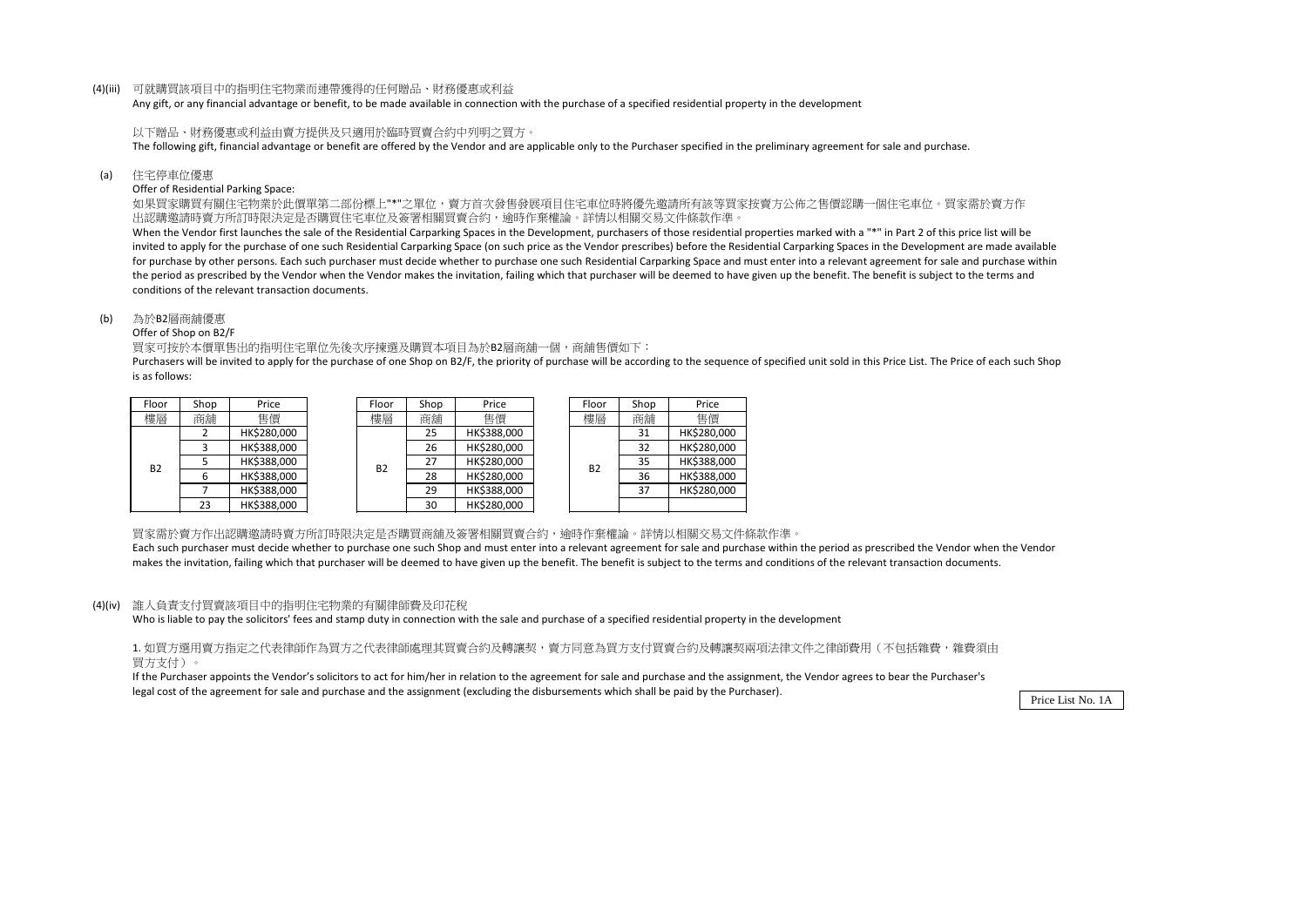(4)(iii) 可就購買該項目中的指明住宅物業而連帶獲得的任何贈品、財務優惠或利益

Any gift, or any financial advantage or benefit, to be made available in connection with the purchase of a specified residential property in the development

以下贈品、財務優惠或利益由賣方提供及只適用於臨時買賣合約中列明之買方。

The following gift, financial advantage or benefit are offered by the Vendor and are applicable only to the Purchaser specified in the preliminary agreement for sale and purchase.

(a) 住宅停車位優惠

Offer of Residential Parking Space:

如果買家購買有關住宅物業於此價單第二部份標上"*"之單位，賣方首次發售發展項目住宅車位時將優先邀請所有該等買家按賣方公佈之售價認購一個住宅車位。買家需於賣方作出認購邀請時賣方所訂時限決定是否購買住宅車位及簽署相關買賣合約，逾時作棄權論。詳情以相關交易文件條款作準。

When the Vendor first launches the sale of the Residential Carparking Spaces in the Development, purchasers of those residential properties marked with a "*" in Part 2 of this price list will be invited to apply for the purchase of one such Residential Carparking Space (on such price as the Vendor prescribes) before the Residential Carparking Spaces in the Development are made available for purchase by other persons. Each such purchaser must decide whether to purchase one such Residential Carparking Space and must enter into a relevant agreement for sale and purchase within the period as prescribed by the Vendor when the Vendor makes the invitation, failing which that purchaser will be deemed to have given up the benefit. The benefit is subject to the terms and conditions of the relevant transaction documents.

(b) 為於B2層商舖優惠

Offer of Shop on B2/F

買家可按於本價單售出的指明住宅單位先後次序揀選及購買本項目為於B2層商舖一個，商舖售價如下：

Purchasers will be invited to apply for the purchase of one Shop on B2/F, the priority of purchase will be according to the sequence of specified unit sold in this Price List. The Price of each such Shop is as follows:

| Floor 樓層 | Shop 商舖 | Price 售價 |
|---|---|---|
| B2 | 2 | HK$280,000 |
| | 3 | HK$388,000 |
| | 5 | HK$388,000 |
| | 6 | HK$388,000 |
| | 7 | HK$388,000 |
| | 23 | HK$388,000 |

| Floor 樓層 | Shop 商舖 | Price 售價 |
|---|---|---|
| B2 | 25 | HK$388,000 |
| | 26 | HK$280,000 |
| | 27 | HK$280,000 |
| | 28 | HK$280,000 |
| | 29 | HK$388,000 |
| | 30 | HK$280,000 |

| Floor 樓層 | Shop 商舖 | Price 售價 |
|---|---|---|
| B2 | 31 | HK$280,000 |
| | 32 | HK$280,000 |
| | 35 | HK$388,000 |
| | 36 | HK$388,000 |
| | 37 | HK$280,000 |
| | | |

買家需於賣方作出認購邀請時賣方所訂時限決定是否購買商舖及簽署相關買賣合約，逾時作棄權論。詳情以相關交易文件條款作準。

Each such purchaser must decide whether to purchase one such Shop and must enter into a relevant agreement for sale and purchase within the period as prescribed the Vendor when the Vendor makes the invitation, failing which that purchaser will be deemed to have given up the benefit. The benefit is subject to the terms and conditions of the relevant transaction documents.

(4)(iv) 誰人負責支付買賣該項目中的指明住宅物業的有關律師費及印花稅

Who is liable to pay the solicitors' fees and stamp duty in connection with the sale and purchase of a specified residential property in the development

1. 如買方選用賣方指定之代表律師作為買方之代表律師處理其買賣合約及轉讓契，賣方同意為買方支付買賣合約及轉讓契兩項法律文件之律師費用（不包括雜費，雜費須由買方支付）。

If the Purchaser appoints the Vendor's solicitors to act for him/her in relation to the agreement for sale and purchase and the assignment, the Vendor agrees to bear the Purchaser's legal cost of the agreement for sale and purchase and the assignment (excluding the disbursements which shall be paid by the Purchaser).

Price List No. 1A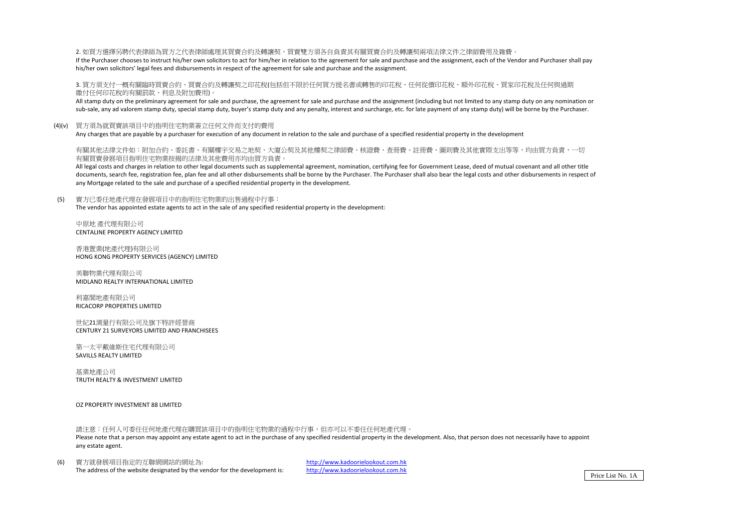2. 如買方選擇另聘代表律師為買方之代表律師處理其買賣合約及轉讓契，買賣雙方須各自負責其有關買賣合約及轉讓契兩項法律文件之律師費用及雜費。

If the Purchaser chooses to instruct his/her own solicitors to act for him/her in relation to the agreement for sale and purchase and the assignment, each of the Vendor and Purchaser shall pay his/her own solicitors' legal fees and disbursements in respect of the agreement for sale and purchase and the assignment.

3. 買方須支付一概有關臨時買賣合約、買賣合約及轉讓契之印花稅(包括但不限於任何買方提名書或轉售的印花稅、任何從價印花稅、額外印花稅、買家印花稅及任何與過期繳付任何印花稅的有關罰款、利息及附加費用)。

All stamp duty on the preliminary agreement for sale and purchase, the agreement for sale and purchase and the assignment (including but not limited to any stamp duty on any nomination or sub-sale, any ad valorem stamp duty, special stamp duty, buyer's stamp duty and any penalty, interest and surcharge, etc. for late payment of any stamp duty) will be borne by the Purchaser.

(4)(v) 買方須為就買賣該項目中的指明住宅物業簽立任何文件而支付的費用

Any charges that are payable by a purchaser for execution of any document in relation to the sale and purchase of a specified residential property in the development

有關其他法律文件如：附加合約、委託書、有關樓宇交易之地契、大廈公契及其他樓契之律師費、核證費、查冊費、註冊費、圖則費及其他實際支出等等，均由買方負責，一切有關買賣發展項目指明住宅物業按揭的法律及其他費用亦均由買方負責。

All legal costs and charges in relation to other legal documents such as supplemental agreement, nomination, certifying fee for Government Lease, deed of mutual covenant and all other title documents, search fee, registration fee, plan fee and all other disbursements shall be borne by the Purchaser. The Purchaser shall also bear the legal costs and other disbursements in respect of any Mortgage related to the sale and purchase of a specified residential property in the development.

(5) 賣方已委任地產代理在發展項目中的指明住宅物業的出售過程中行事：

The vendor has appointed estate agents to act in the sale of any specified residential property in the development:

中原地 產代理有限公司
CENTALINE PROPERTY AGENCY LIMITED

香港置業(地產代理)有限公司
HONG KONG PROPERTY SERVICES (AGENCY) LIMITED

美聯物業代理有限公司
MIDLAND REALTY INTERNATIONAL LIMITED

利嘉閣地產有限公司
RICACORP PROPERTIES LIMITED

世紀21測量行有限公司及旗下特許經營商
CENTURY 21 SURVEYORS LIMITED AND FRANCHISEES

第一太平戴維斯住宅代理有限公司
SAVILLS REALTY LIMITED

基業地產公司
TRUTH REALTY & INVESTMENT LIMITED

OZ PROPERTY INVESTMENT 88 LIMITED

請注意：任何人可委任任何地產代理在購買該項目中的指明住宅物業的過程中行事，但亦可以不委任任何地產代理。

Please note that a person may appoint any estate agent to act in the purchase of any specified residential property in the development. Also, that person does not necessarily have to appoint any estate agent.

(6) 賣方就發展項目指定的互聯網網站的網址為: http://www.kadoorielookout.com.hk

The address of the website designated by the vendor for the development is: http://www.kadoorielookout.com.hk

Price List No. 1A